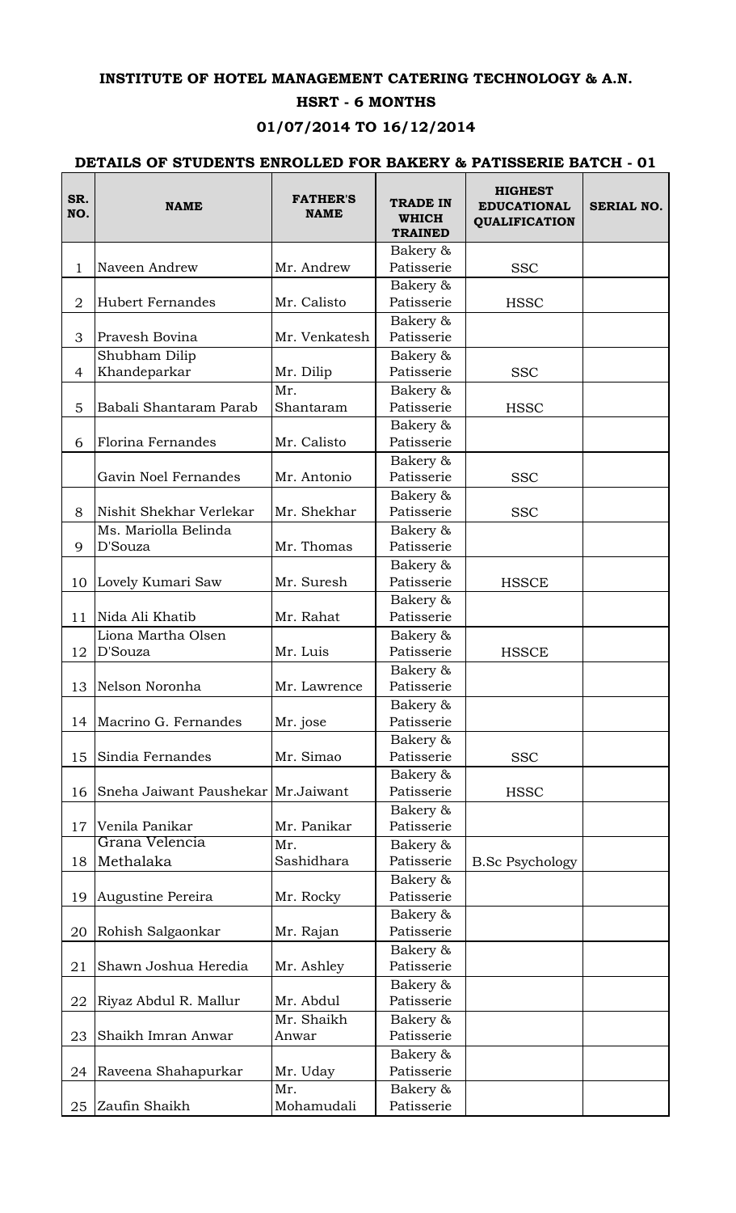# INSTITUTE OF HOTEL MANAGEMENT CATERING TECHNOLOGY & A.N.

## HSRT - 6 MONTHS

## 01/07/2014 TO 16/12/2014

### DETAILS OF STUDENTS ENROLLED FOR BAKERY & PATISSERIE BATCH - 01

| SR. NO. | NAME | FATHER'S NAME | TRADE IN WHICH TRAINED | HIGHEST EDUCATIONAL QUALIFICATION | SERIAL NO. |
|---|---|---|---|---|---|
| 1 | Naveen Andrew | Mr. Andrew | Bakery & Patisserie | SSC | |
| 2 | Hubert Fernandes | Mr. Calisto | Bakery & Patisserie | HSSC | |
| 3 | Pravesh Bovina | Mr. Venkatesh | Bakery & Patisserie | | |
| 4 | Shubham Dilip Khandeparkar | Mr. Dilip | Bakery & Patisserie | SSC | |
| 5 | Babali Shantaram Parab | Mr. Shantaram | Bakery & Patisserie | HSSC | |
| 6 | Florina Fernandes | Mr. Calisto | Bakery & Patisserie | | |
| | Gavin Noel Fernandes | Mr. Antonio | Bakery & Patisserie | SSC | |
| 8 | Nishit Shekhar Verlekar | Mr. Shekhar | Bakery & Patisserie | SSC | |
| 9 | Ms. Mariolla Belinda D'Souza | Mr. Thomas | Bakery & Patisserie | | |
| 10 | Lovely Kumari Saw | Mr. Suresh | Bakery & Patisserie | HSSCE | |
| 11 | Nida Ali Khatib | Mr. Rahat | Bakery & Patisserie | | |
| 12 | Liona Martha Olsen D'Souza | Mr. Luis | Bakery & Patisserie | HSSCE | |
| 13 | Nelson Noronha | Mr. Lawrence | Bakery & Patisserie | | |
| 14 | Macrino G. Fernandes | Mr. jose | Bakery & Patisserie | | |
| 15 | Sindia Fernandes | Mr. Simao | Bakery & Patisserie | SSC | |
| 16 | Sneha Jaiwant Paushekar | Mr.Jaiwant | Bakery & Patisserie | HSSC | |
| 17 | Venila Panikar | Mr. Panikar | Bakery & Patisserie | | |
| 18 | Grana Velencia Methalaka | Mr. Sashidhara | Bakery & Patisserie | B.Sc Psychology | |
| 19 | Augustine Pereira | Mr. Rocky | Bakery & Patisserie | | |
| 20 | Rohish Salgaonkar | Mr. Rajan | Bakery & Patisserie | | |
| 21 | Shawn Joshua Heredia | Mr. Ashley | Bakery & Patisserie | | |
| 22 | Riyaz Abdul R. Mallur | Mr. Abdul | Bakery & Patisserie | | |
| 23 | Shaikh Imran Anwar | Mr. Shaikh Anwar | Bakery & Patisserie | | |
| 24 | Raveena Shahapurkar | Mr. Uday | Bakery & Patisserie | | |
| 25 | Zaufin Shaikh | Mr. Mohamudali | Bakery & Patisserie | | |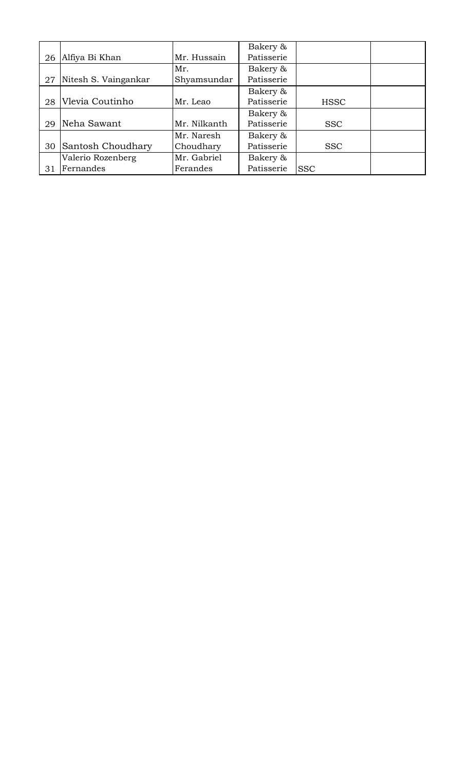| | | | | | |
|---|---|---|---|---|---|
| 26 | Alfiya Bi Khan | Mr. Hussain | Bakery & Patisserie | | |
| 27 | Nitesh S. Vaingankar | Mr. Shyamsundar | Bakery & Patisserie | | |
| 28 | Vlevia Coutinho | Mr. Leao | Bakery & Patisserie | HSSC | |
| 29 | Neha Sawant | Mr. Nilkanth | Bakery & Patisserie | SSC | |
| 30 | Santosh Choudhary | Mr. Naresh Choudhary | Bakery & Patisserie | SSC | |
| 31 | Valerio Rozenberg Fernandes | Mr. Gabriel Ferandes | Bakery & Patisserie | SSC | |